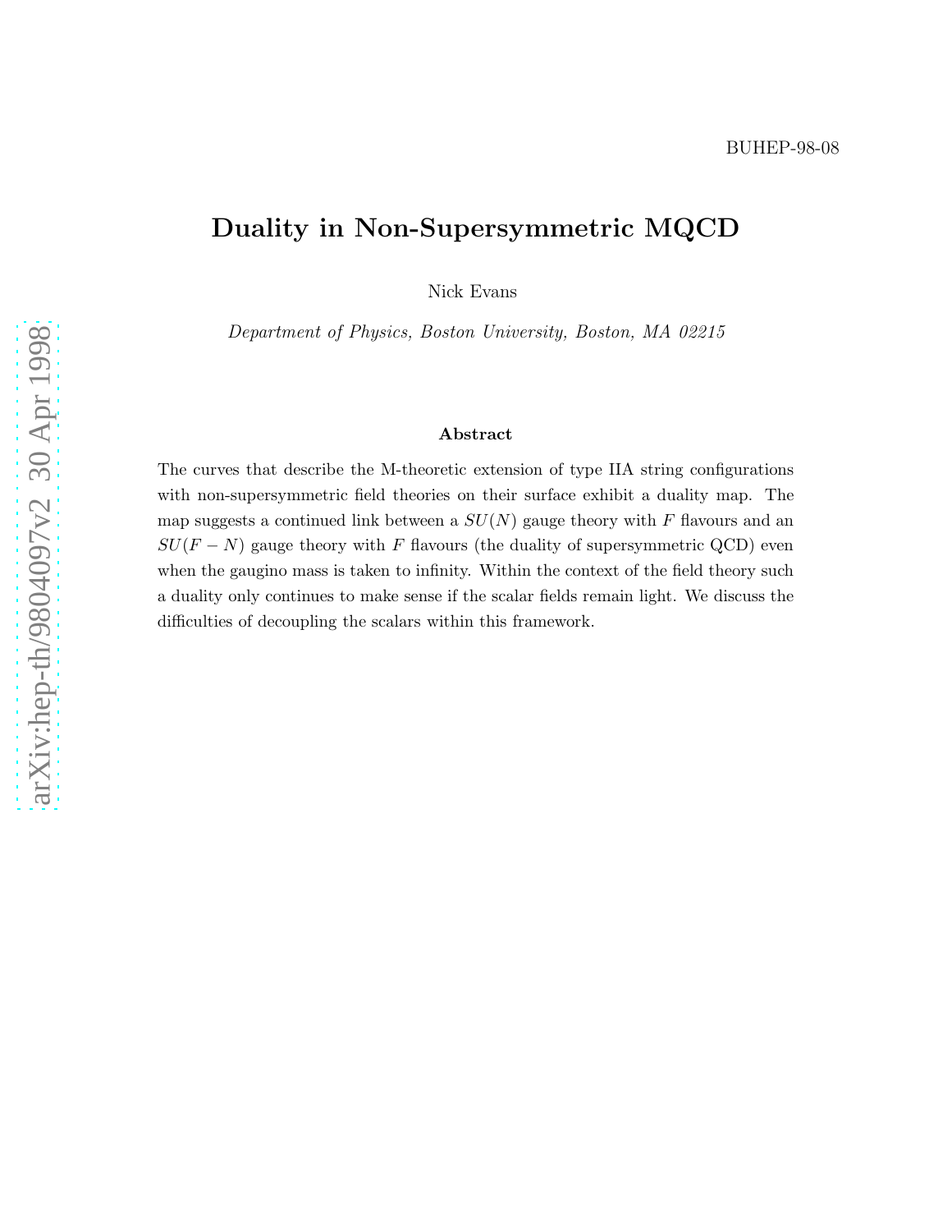BUHEP-98-08

# Duality in Non-Supersymmetric MQCD

Nick Evans

*Department of Physics, Boston University, Boston, MA 02215*

### Abstract

The curves that describe the M-theoretic extension of type IIA string configurations with non-supersymmetric field theories on their surface exhibit a duality map. The map suggests a continued link between a $SU(N)$ gauge theory with $F$ flavours and an $SU(F-N)$ gauge theory with $F$ flavours (the duality of supersymmetric QCD) even when the gaugino mass is taken to infinity. Within the context of the field theory such a duality only continues to make sense if the scalar fields remain light. We discuss the difficulties of decoupling the scalars within this framework.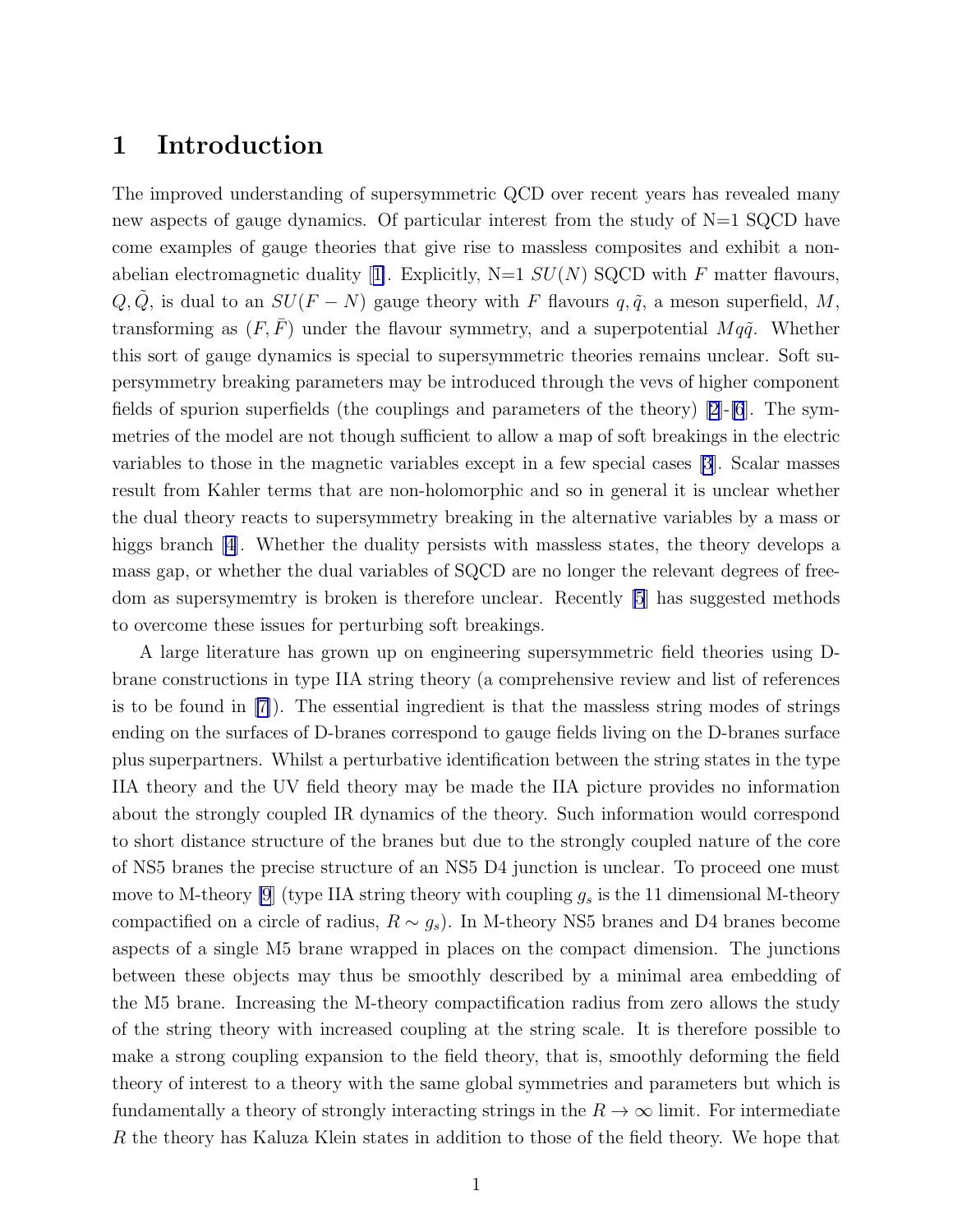# 1 Introduction

The improved understanding of supersymmetric QCD over recent years has revealed many new aspects of gauge dynamics. Of particular interest from the study of N=1 SQCD have come examples of gauge theories that give rise to massless composites and exhibit a non-abelian electromagnetic duality [1]. Explicitly, N=1 $SU(N)$ SQCD with $F$ matter flavours, $Q, \tilde{Q}$, is dual to an $SU(F-N)$ gauge theory with $F$ flavours $q, \tilde{q}$, a meson superfield, $M$, transforming as $(F, \bar{F})$ under the flavour symmetry, and a superpotential $Mq\tilde{q}$. Whether this sort of gauge dynamics is special to supersymmetric theories remains unclear. Soft supersymmetry breaking parameters may be introduced through the vevs of higher component fields of spurion superfields (the couplings and parameters of the theory) [2]-[6]. The symmetries of the model are not though sufficient to allow a map of soft breakings in the electric variables to those in the magnetic variables except in a few special cases [3]. Scalar masses result from Kahler terms that are non-holomorphic and so in general it is unclear whether the dual theory reacts to supersymmetry breaking in the alternative variables by a mass or higgs branch [4]. Whether the duality persists with massless states, the theory develops a mass gap, or whether the dual variables of SQCD are no longer the relevant degrees of freedom as supersymemtry is broken is therefore unclear. Recently [5] has suggested methods to overcome these issues for perturbing soft breakings.

A large literature has grown up on engineering supersymmetric field theories using D-brane constructions in type IIA string theory (a comprehensive review and list of references is to be found in [7]). The essential ingredient is that the massless string modes of strings ending on the surfaces of D-branes correspond to gauge fields living on the D-branes surface plus superpartners. Whilst a perturbative identification between the string states in the type IIA theory and the UV field theory may be made the IIA picture provides no information about the strongly coupled IR dynamics of the theory. Such information would correspond to short distance structure of the branes but due to the strongly coupled nature of the core of NS5 branes the precise structure of an NS5 D4 junction is unclear. To proceed one must move to M-theory [9] (type IIA string theory with coupling $g_s$ is the 11 dimensional M-theory compactified on a circle of radius, $R \sim g_s$). In M-theory NS5 branes and D4 branes become aspects of a single M5 brane wrapped in places on the compact dimension. The junctions between these objects may thus be smoothly described by a minimal area embedding of the M5 brane. Increasing the M-theory compactification radius from zero allows the study of the string theory with increased coupling at the string scale. It is therefore possible to make a strong coupling expansion to the field theory, that is, smoothly deforming the field theory of interest to a theory with the same global symmetries and parameters but which is fundamentally a theory of strongly interacting strings in the $R \to \infty$ limit. For intermediate $R$ the theory has Kaluza Klein states in addition to those of the field theory. We hope that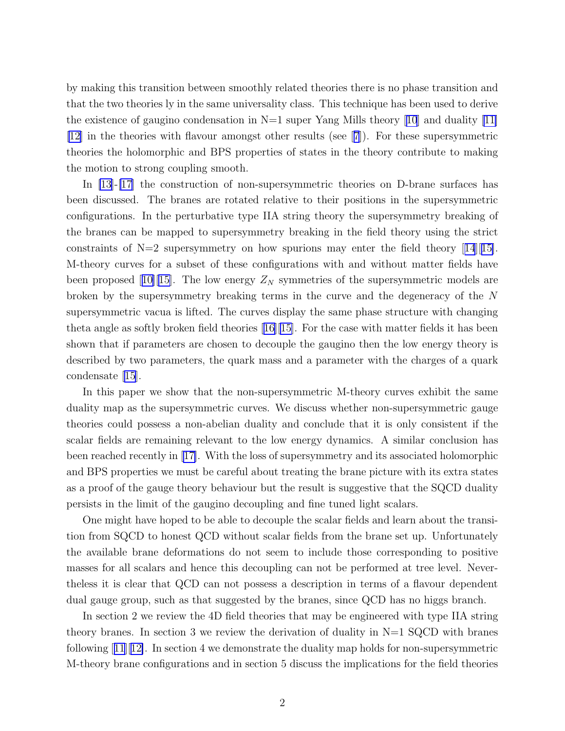by making this transition between smoothly related theories there is no phase transition and that the two theories ly in the same universality class. This technique has been used to derive the existence of gaugino condensation in N=1 super Yang Mills theory [10] and duality [11] [12] in the theories with flavour amongst other results (see [7]). For these supersymmetric theories the holomorphic and BPS properties of states in the theory contribute to making the motion to strong coupling smooth.

In [13]-[17] the construction of non-supersymmetric theories on D-brane surfaces has been discussed. The branes are rotated relative to their positions in the supersymmetric configurations. In the perturbative type IIA string theory the supersymmetry breaking of the branes can be mapped to supersymmetry breaking in the field theory using the strict constraints of N=2 supersymmetry on how spurions may enter the field theory [14][15]. M-theory curves for a subset of these configurations with and without matter fields have been proposed [10][15]. The low energy $Z_N$ symmetries of the supersymmetric models are broken by the supersymmetry breaking terms in the curve and the degeneracy of the $N$ supersymmetric vacua is lifted. The curves display the same phase structure with changing theta angle as softly broken field theories [16][15]. For the case with matter fields it has been shown that if parameters are chosen to decouple the gaugino then the low energy theory is described by two parameters, the quark mass and a parameter with the charges of a quark condensate [15].

In this paper we show that the non-supersymmetric M-theory curves exhibit the same duality map as the supersymmetric curves. We discuss whether non-supersymmetric gauge theories could possess a non-abelian duality and conclude that it is only consistent if the scalar fields are remaining relevant to the low energy dynamics. A similar conclusion has been reached recently in [17]. With the loss of supersymmetry and its associated holomorphic and BPS properties we must be careful about treating the brane picture with its extra states as a proof of the gauge theory behaviour but the result is suggestive that the SQCD duality persists in the limit of the gaugino decoupling and fine tuned light scalars.

One might have hoped to be able to decouple the scalar fields and learn about the transition from SQCD to honest QCD without scalar fields from the brane set up. Unfortunately the available brane deformations do not seem to include those corresponding to positive masses for all scalars and hence this decoupling can not be performed at tree level. Nevertheless it is clear that QCD can not possess a description in terms of a flavour dependent dual gauge group, such as that suggested by the branes, since QCD has no higgs branch.

In section 2 we review the 4D field theories that may be engineered with type IIA string theory branes. In section 3 we review the derivation of duality in N=1 SQCD with branes following [11][12]. In section 4 we demonstrate the duality map holds for non-supersymmetric M-theory brane configurations and in section 5 discuss the implications for the field theories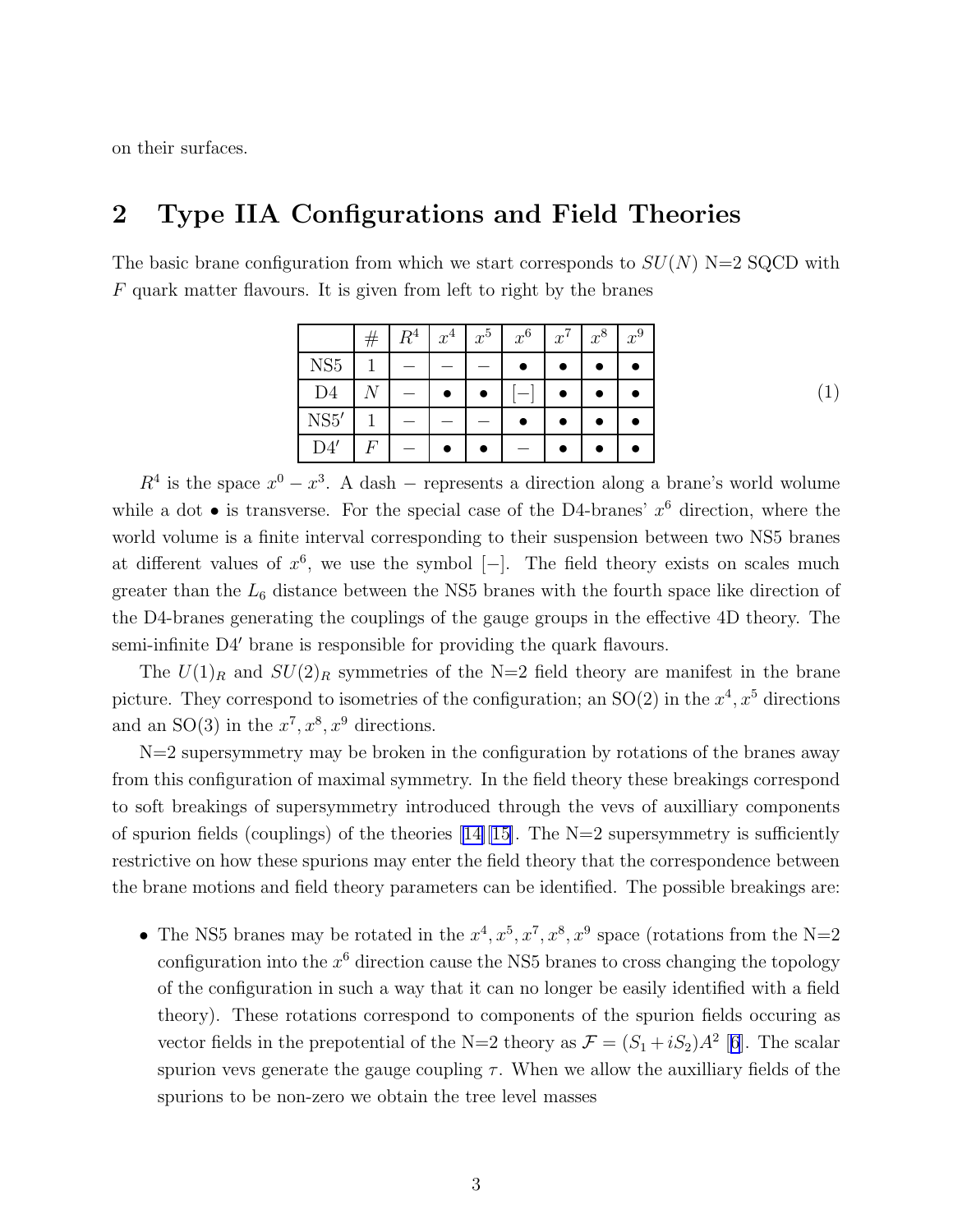on their surfaces.

## 2 Type IIA Configurations and Field Theories

The basic brane configuration from which we start corresponds to $SU(N)$ N=2 SQCD with $F$ quark matter flavours. It is given from left to right by the branes

|  | # | $R^4$ | $x^4$ | $x^5$ | $x^6$ | $x^7$ | $x^8$ | $x^9$ |
|---|---|---|---|---|---|---|---|---|
| NS5 | 1 | $-$ | $-$ | $-$ | $\bullet$ | $\bullet$ | $\bullet$ | $\bullet$ |
| D4 | $N$ | $-$ | $\bullet$ | $\bullet$ | $[-]$ | $\bullet$ | $\bullet$ | $\bullet$ |
| NS5′ | 1 | $-$ | $-$ | $-$ | $\bullet$ | $\bullet$ | $\bullet$ | $\bullet$ |
| D4′ | $F$ | $-$ | $\bullet$ | $\bullet$ | $-$ | $\bullet$ | $\bullet$ | $\bullet$ |

(1)

$R^4$ is the space $x^0 - x^3$. A dash $-$ represents a direction along a brane's world wolume while a dot $\bullet$ is transverse. For the special case of the D4-branes' $x^6$ direction, where the world volume is a finite interval corresponding to their suspension between two NS5 branes at different values of $x^6$, we use the symbol $[-]$. The field theory exists on scales much greater than the $L_6$ distance between the NS5 branes with the fourth space like direction of the D4-branes generating the couplings of the gauge groups in the effective 4D theory. The semi-infinite D4′ brane is responsible for providing the quark flavours.

The $U(1)_R$ and $SU(2)_R$ symmetries of the N=2 field theory are manifest in the brane picture. They correspond to isometries of the configuration; an SO(2) in the $x^4, x^5$ directions and an SO(3) in the $x^7, x^8, x^9$ directions.

N=2 supersymmetry may be broken in the configuration by rotations of the branes away from this configuration of maximal symmetry. In the field theory these breakings correspond to soft breakings of supersymmetry introduced through the vevs of auxilliary components of spurion fields (couplings) of the theories [14][15]. The N=2 supersymmetry is sufficiently restrictive on how these spurions may enter the field theory that the correspondence between the brane motions and field theory parameters can be identified. The possible breakings are:

- The NS5 branes may be rotated in the $x^4, x^5, x^7, x^8, x^9$ space (rotations from the N=2 configuration into the $x^6$ direction cause the NS5 branes to cross changing the topology of the configuration in such a way that it can no longer be easily identified with a field theory). These rotations correspond to components of the spurion fields occuring as vector fields in the prepotential of the N=2 theory as $\mathcal{F} = (S_1 + iS_2)A^2$ [6]. The scalar spurion vevs generate the gauge coupling $\tau$. When we allow the auxilliary fields of the spurions to be non-zero we obtain the tree level masses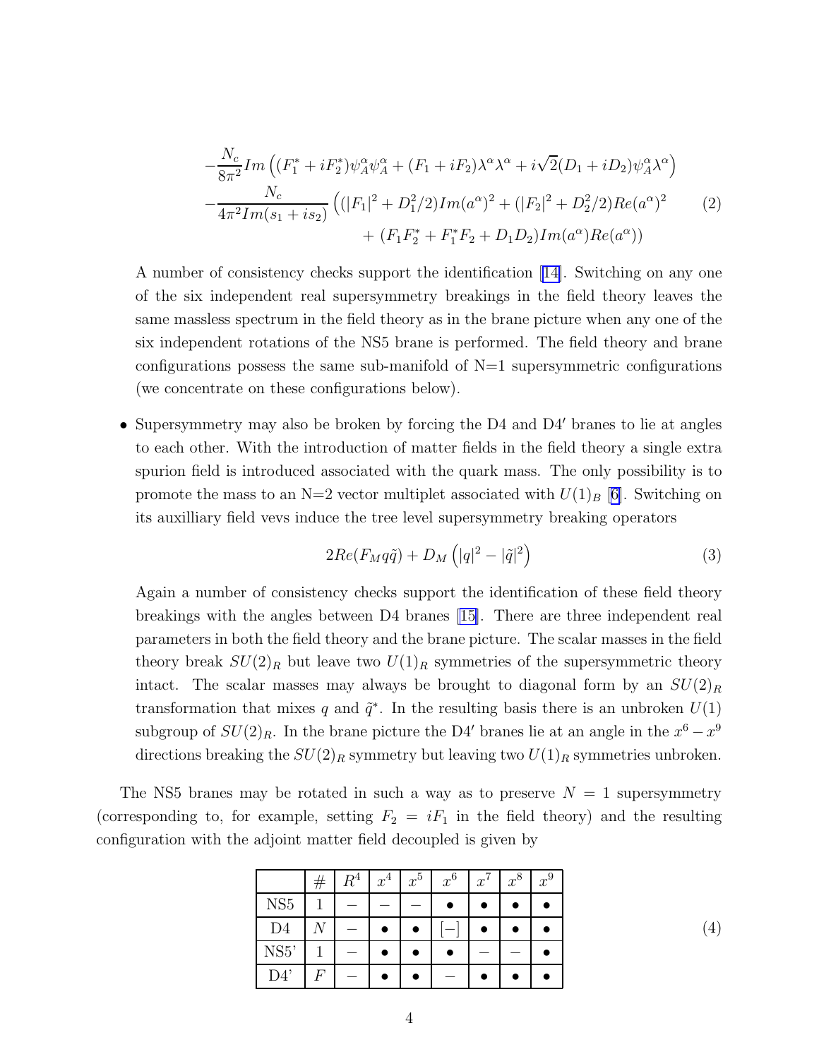$$
\begin{aligned}
&-\frac{N_c}{8\pi^2} Im\left((F_1^* + iF_2^*)\psi_A^\alpha \psi_A^\alpha + (F_1 + iF_2)\lambda^\alpha \lambda^\alpha + i\sqrt{2}(D_1 + iD_2)\psi_A^\alpha \lambda^\alpha\right) \\
&-\frac{N_c}{4\pi^2 Im(s_1 + is_2)}\left((|F_1|^2 + D_1^2/2) Im(a^\alpha)^2 + (|F_2|^2 + D_2^2/2) Re(a^\alpha)^2 \right. \\
&\qquad\qquad \left. + (F_1 F_2^* + F_1^* F_2 + D_1 D_2) Im(a^\alpha) Re(a^\alpha)\right)
\end{aligned} \tag{2}
$$

A number of consistency checks support the identification [14]. Switching on any one of the six independent real supersymmetry breakings in the field theory leaves the same massless spectrum in the field theory as in the brane picture when any one of the six independent rotations of the NS5 brane is performed. The field theory and brane configurations possess the same sub-manifold of N=1 supersymmetric configurations (we concentrate on these configurations below).

- Supersymmetry may also be broken by forcing the D4 and D4′ branes to lie at angles to each other. With the introduction of matter fields in the field theory a single extra spurion field is introduced associated with the quark mass. The only possibility is to promote the mass to an N=2 vector multiplet associated with $U(1)_B$ [6]. Switching on its auxilliary field vevs induce the tree level supersymmetry breaking operators

$$
2Re(F_M q\tilde{q}) + D_M\left(|q|^2 - |\tilde{q}|^2\right) \tag{3}
$$

Again a number of consistency checks support the identification of these field theory breakings with the angles between D4 branes [15]. There are three independent real parameters in both the field theory and the brane picture. The scalar masses in the field theory break $SU(2)_R$ but leave two $U(1)_R$ symmetries of the supersymmetric theory intact. The scalar masses may always be brought to diagonal form by an $SU(2)_R$ transformation that mixes $q$ and $\tilde{q}^*$. In the resulting basis there is an unbroken $U(1)$ subgroup of $SU(2)_R$. In the brane picture the D4′ branes lie at an angle in the $x^6 - x^9$ directions breaking the $SU(2)_R$ symmetry but leaving two $U(1)_R$ symmetries unbroken.

The NS5 branes may be rotated in such a way as to preserve $N = 1$ supersymmetry (corresponding to, for example, setting $F_2 = iF_1$ in the field theory) and the resulting configuration with the adjoint matter field decoupled is given by

| | # | $R^4$ | $x^4$ | $x^5$ | $x^6$ | $x^7$ | $x^8$ | $x^9$ |
|---|---|---|---|---|---|---|---|---|
| NS5 | 1 | − | − | − | • | • | • | • |
| D4 | $N$ | − | • | • | [−] | • | • | • |
| NS5' | 1 | − | • | • | • | − | − | • |
| D4' | $F$ | − | • | • | − | • | • | • |

(4)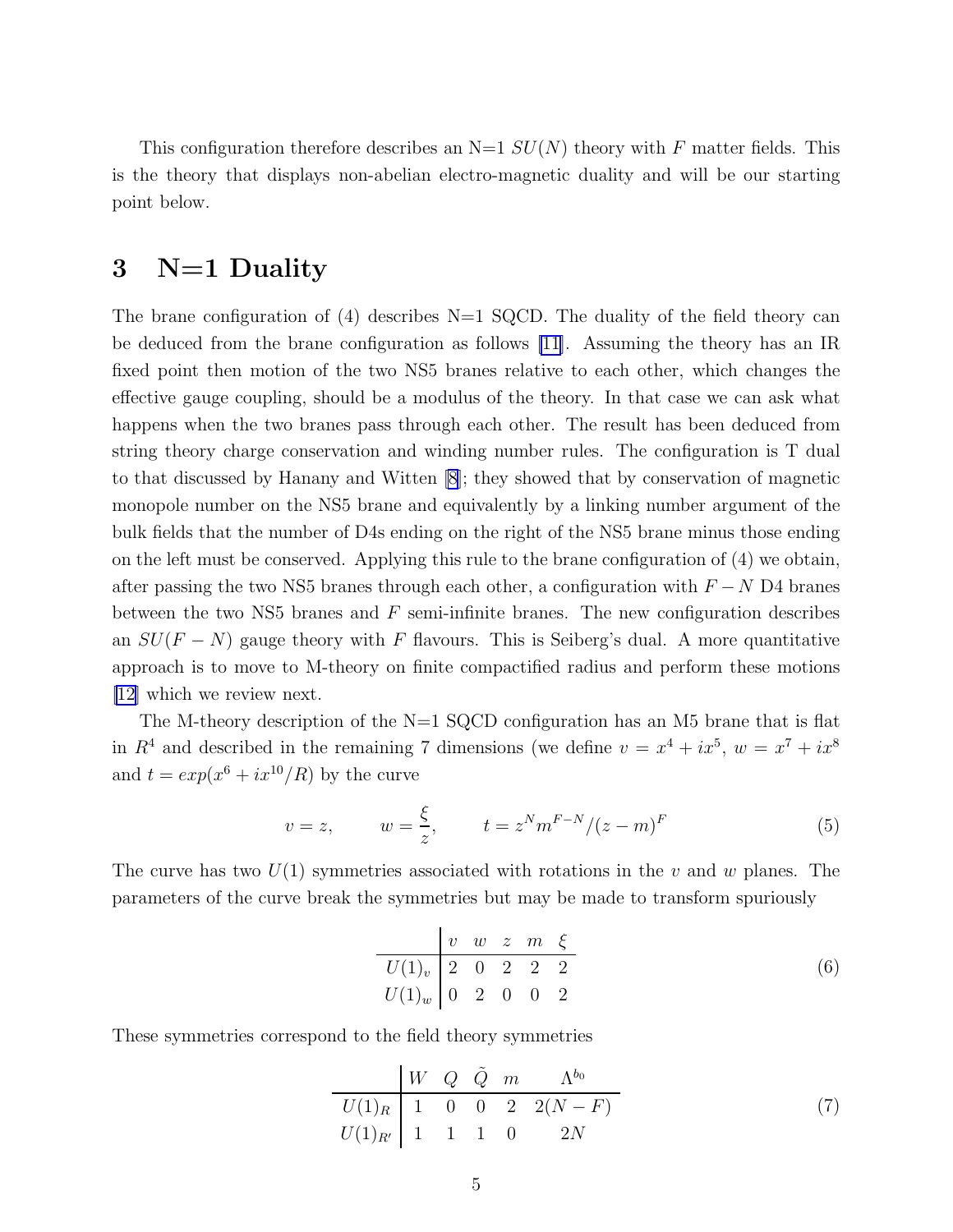This configuration therefore describes an N=1 $SU(N)$ theory with $F$ matter fields. This is the theory that displays non-abelian electro-magnetic duality and will be our starting point below.

# 3 N=1 Duality

The brane configuration of (4) describes N=1 SQCD. The duality of the field theory can be deduced from the brane configuration as follows [11]. Assuming the theory has an IR fixed point then motion of the two NS5 branes relative to each other, which changes the effective gauge coupling, should be a modulus of the theory. In that case we can ask what happens when the two branes pass through each other. The result has been deduced from string theory charge conservation and winding number rules. The configuration is T dual to that discussed by Hanany and Witten [8]; they showed that by conservation of magnetic monopole number on the NS5 brane and equivalently by a linking number argument of the bulk fields that the number of D4s ending on the right of the NS5 brane minus those ending on the left must be conserved. Applying this rule to the brane configuration of (4) we obtain, after passing the two NS5 branes through each other, a configuration with $F-N$ D4 branes between the two NS5 branes and $F$ semi-infinite branes. The new configuration describes an $SU(F-N)$ gauge theory with $F$ flavours. This is Seiberg's dual. A more quantitative approach is to move to M-theory on finite compactified radius and perform these motions [12] which we review next.

The M-theory description of the N=1 SQCD configuration has an M5 brane that is flat in $R^4$ and described in the remaining 7 dimensions (we define $v = x^4 + ix^5$, $w = x^7 + ix^8$ and $t = exp(x^6 + ix^{10}/R)$ by the curve

$$v = z, \qquad w = \frac{\xi}{z}, \qquad t = z^N m^{F-N}/(z-m)^F \tag{5}$$

The curve has two $U(1)$ symmetries associated with rotations in the $v$ and $w$ planes. The parameters of the curve break the symmetries but may be made to transform spuriously

| | $v$ | $w$ | $z$ | $m$ | $\xi$ |
|---|---|---|---|---|---|
| $U(1)_v$ | 2 | 0 | 2 | 2 | 2 |
| $U(1)_w$ | 0 | 2 | 0 | 0 | 2 |

(6)

These symmetries correspond to the field theory symmetries

| | $W$ | $Q$ | $\tilde{Q}$ | $m$ | $\Lambda^{b_0}$ |
|---|---|---|---|---|---|
| $U(1)_R$ | 1 | 0 | 0 | 2 | $2(N-F)$ |
| $U(1)_{R'}$ | 1 | 1 | 1 | 0 | $2N$ |

(7)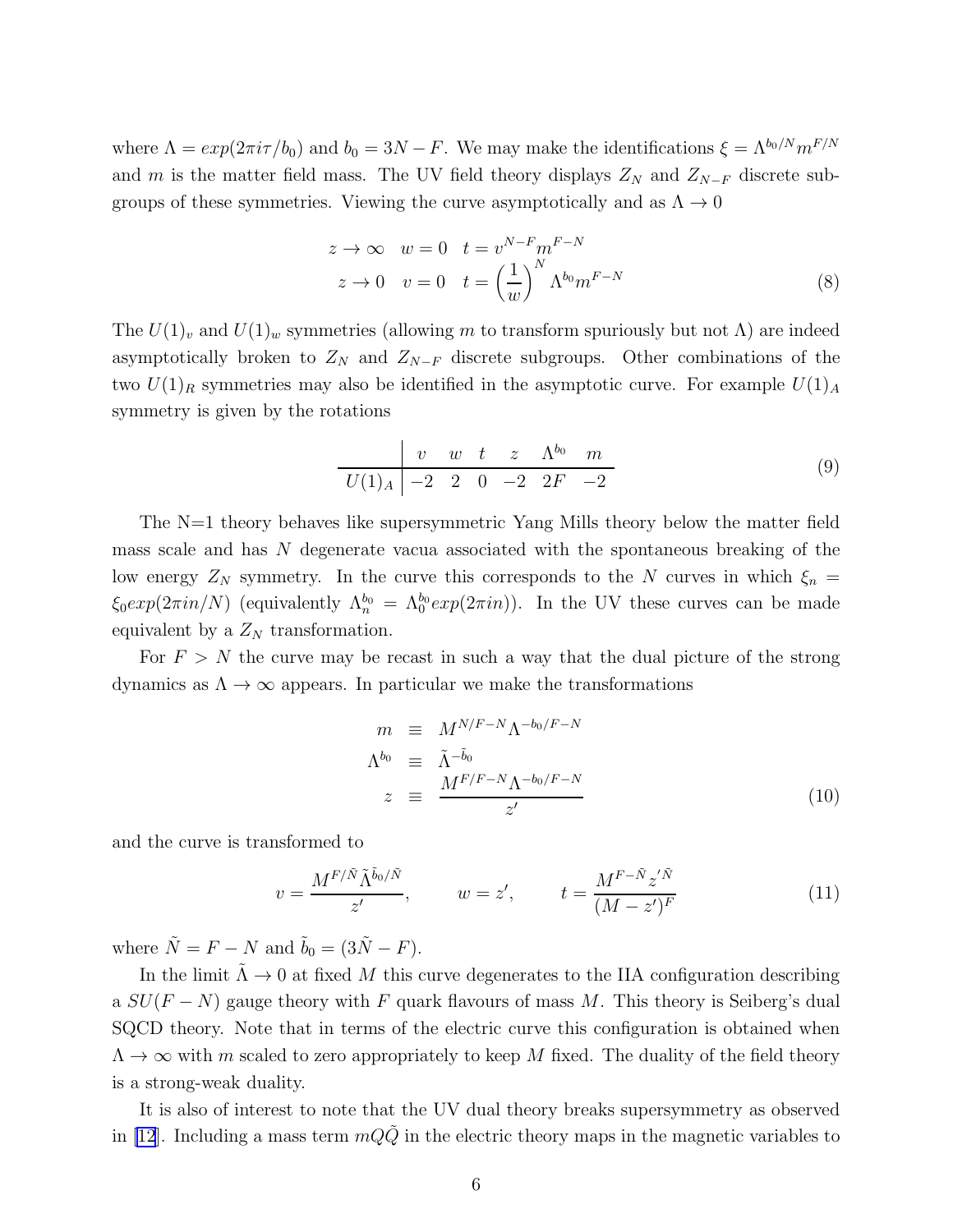where $\Lambda = exp(2\pi i\tau/b_0)$ and $b_0 = 3N - F$. We may make the identifications $\xi = \Lambda^{b_0/N} m^{F/N}$ and $m$ is the matter field mass. The UV field theory displays $Z_N$ and $Z_{N-F}$ discrete subgroups of these symmetries. Viewing the curve asymptotically and as $\Lambda \to 0$

$$
\begin{aligned}
z \to \infty \quad w = 0 \quad t = v^{N-F} m^{F-N} \\
z \to 0 \quad v = 0 \quad t = \left(\frac{1}{w}\right)^N \Lambda^{b_0} m^{F-N}
\end{aligned} \tag{8}
$$

The $U(1)_v$ and $U(1)_w$ symmetries (allowing $m$ to transform spuriously but not $\Lambda$) are indeed asymptotically broken to $Z_N$ and $Z_{N-F}$ discrete subgroups. Other combinations of the two $U(1)_R$ symmetries may also be identified in the asymptotic curve. For example $U(1)_A$ symmetry is given by the rotations

| | $v$ | $w$ | $t$ | $z$ | $\Lambda^{b_0}$ | $m$ |
|---|---|---|---|---|---|---|
| $U(1)_A$ | $-2$ | $2$ | $0$ | $-2$ | $2F$ | $-2$ |

(9)

The N=1 theory behaves like supersymmetric Yang Mills theory below the matter field mass scale and has $N$ degenerate vacua associated with the spontaneous breaking of the low energy $Z_N$ symmetry. In the curve this corresponds to the $N$ curves in which $\xi_n = \xi_0 exp(2\pi i n/N)$ (equivalently $\Lambda_n^{b_0} = \Lambda_0^{b_0} exp(2\pi i n)$). In the UV these curves can be made equivalent by a $Z_N$ transformation.

For $F > N$ the curve may be recast in such a way that the dual picture of the strong dynamics as $\Lambda \to \infty$ appears. In particular we make the transformations

$$
\begin{aligned}
m &\equiv M^{N/F-N} \Lambda^{-b_0/F-N} \\
\Lambda^{b_0} &\equiv \tilde{\Lambda}^{-\tilde{b}_0} \\
z &\equiv \frac{M^{F/F-N} \Lambda^{-b_0/F-N}}{z'}
\end{aligned} \tag{10}
$$

and the curve is transformed to

$$
v = \frac{M^{F/\tilde{N}} \tilde{\Lambda}^{\tilde{b}_0/\tilde{N}}}{z'}, \qquad w = z', \qquad t = \frac{M^{F-\tilde{N}} z'^{\tilde{N}}}{(M - z')^F} \tag{11}
$$

where $\tilde{N} = F - N$ and $\tilde{b}_0 = (3\tilde{N} - F)$.

In the limit $\tilde{\Lambda} \to 0$ at fixed $M$ this curve degenerates to the IIA configuration describing a $SU(F-N)$ gauge theory with $F$ quark flavours of mass $M$. This theory is Seiberg's dual SQCD theory. Note that in terms of the electric curve this configuration is obtained when $\Lambda \to \infty$ with $m$ scaled to zero appropriately to keep $M$ fixed. The duality of the field theory is a strong-weak duality.

It is also of interest to note that the UV dual theory breaks supersymmetry as observed in [12]. Including a mass term $mQ\tilde{Q}$ in the electric theory maps in the magnetic variables to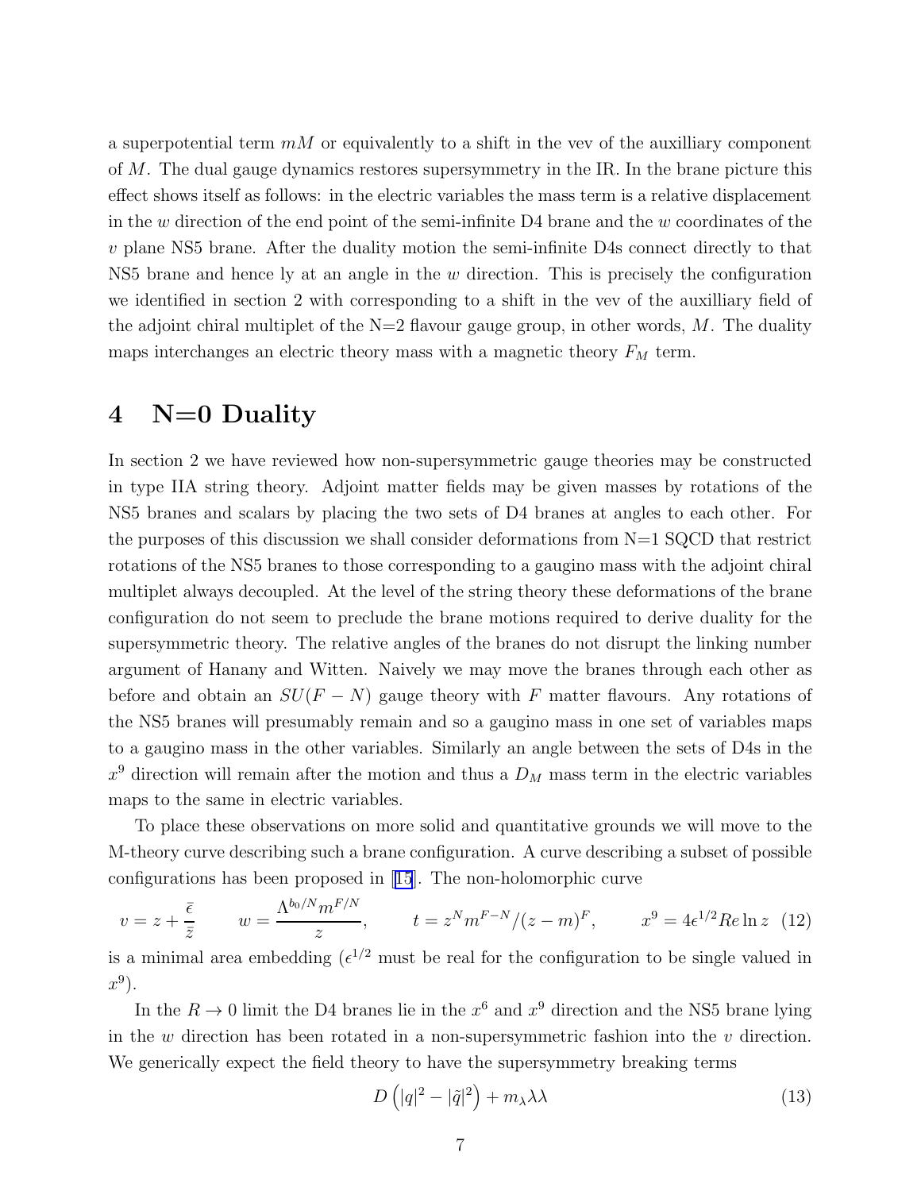a superpotential term $mM$ or equivalently to a shift in the vev of the auxilliary component of $M$. The dual gauge dynamics restores supersymmetry in the IR. In the brane picture this effect shows itself as follows: in the electric variables the mass term is a relative displacement in the $w$ direction of the end point of the semi-infinite D4 brane and the $w$ coordinates of the $v$ plane NS5 brane. After the duality motion the semi-infinite D4s connect directly to that NS5 brane and hence ly at an angle in the $w$ direction. This is precisely the configuration we identified in section 2 with corresponding to a shift in the vev of the auxilliary field of the adjoint chiral multiplet of the N=2 flavour gauge group, in other words, $M$. The duality maps interchanges an electric theory mass with a magnetic theory $F_M$ term.

# 4 N=0 Duality

In section 2 we have reviewed how non-supersymmetric gauge theories may be constructed in type IIA string theory. Adjoint matter fields may be given masses by rotations of the NS5 branes and scalars by placing the two sets of D4 branes at angles to each other. For the purposes of this discussion we shall consider deformations from N=1 SQCD that restrict rotations of the NS5 branes to those corresponding to a gaugino mass with the adjoint chiral multiplet always decoupled. At the level of the string theory these deformations of the brane configuration do not seem to preclude the brane motions required to derive duality for the supersymmetric theory. The relative angles of the branes do not disrupt the linking number argument of Hanany and Witten. Naively we may move the branes through each other as before and obtain an $SU(F-N)$ gauge theory with $F$ matter flavours. Any rotations of the NS5 branes will presumably remain and so a gaugino mass in one set of variables maps to a gaugino mass in the other variables. Similarly an angle between the sets of D4s in the $x^9$ direction will remain after the motion and thus a $D_M$ mass term in the electric variables maps to the same in electric variables.

To place these observations on more solid and quantitative grounds we will move to the M-theory curve describing such a brane configuration. A curve describing a subset of possible configurations has been proposed in [15]. The non-holomorphic curve

$$v = z + \frac{\bar{\epsilon}}{\bar{z}} \qquad w = \frac{\Lambda^{b_0/N} m^{F/N}}{z}, \qquad t = z^N m^{F-N}/(z-m)^F, \qquad x^9 = 4\epsilon^{1/2} Re \ln z \quad (12)$$

is a minimal area embedding ($\epsilon^{1/2}$ must be real for the configuration to be single valued in $x^9$).

In the $R \to 0$ limit the D4 branes lie in the $x^6$ and $x^9$ direction and the NS5 brane lying in the $w$ direction has been rotated in a non-supersymmetric fashion into the $v$ direction. We generically expect the field theory to have the supersymmetry breaking terms

$$D\left(|q|^2 - |\tilde{q}|^2\right) + m_\lambda \lambda\lambda \quad (13)$$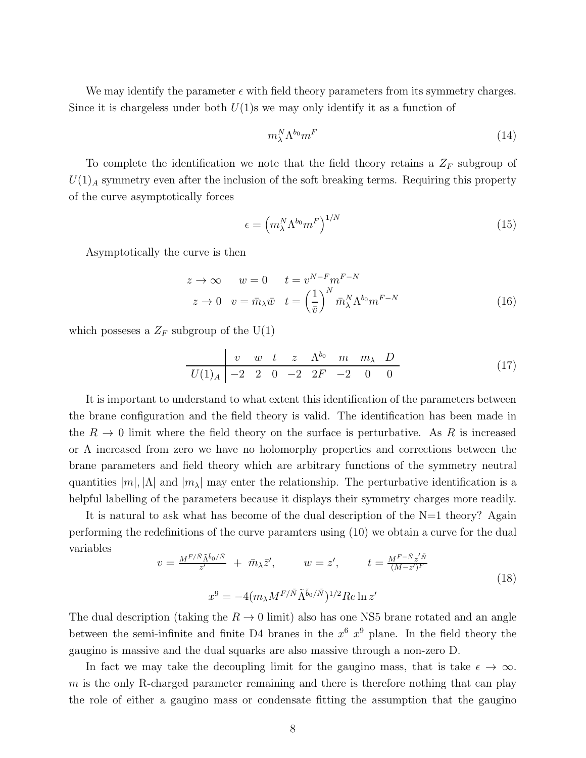We may identify the parameter $\epsilon$ with field theory parameters from its symmetry charges. Since it is chargeless under both $U(1)$s we may only identify it as a function of

$$m_\lambda^N \Lambda^{b_0} m^F \tag{14}$$

To complete the identification we note that the field theory retains a $Z_F$ subgroup of $U(1)_A$ symmetry even after the inclusion of the soft breaking terms. Requiring this property of the curve asymptotically forces

$$\epsilon = \left( m_\lambda^N \Lambda^{b_0} m^F \right)^{1/N} \tag{15}$$

Asymptotically the curve is then

$$\begin{array}{lll} z \to \infty & w = 0 & t = v^{N-F} m^{F-N} \\ z \to 0 & v = \bar{m}_\lambda \bar{w} & t = \left(\frac{1}{\bar{v}}\right)^N \bar{m}_\lambda^N \Lambda^{b_0} m^{F-N} \end{array} \tag{16}$$

which posseses a $Z_F$ subgroup of the U(1)

$$\begin{array}{c|cccccccc} & v & w & t & z & \Lambda^{b_0} & m & m_\lambda & D \\ \hline U(1)_A & -2 & 2 & 0 & -2 & 2F & -2 & 0 & 0 \end{array} \tag{17}$$

It is important to understand to what extent this identification of the parameters between the brane configuration and the field theory is valid. The identification has been made in the $R \to 0$ limit where the field theory on the surface is perturbative. As $R$ is increased or $\Lambda$ increased from zero we have no holomorphy properties and corrections between the brane parameters and field theory which are arbitrary functions of the symmetry neutral quantities $|m|, |\Lambda|$ and $|m_\lambda|$ may enter the relationship. The perturbative identification is a helpful labelling of the parameters because it displays their symmetry charges more readily.

It is natural to ask what has become of the dual description of the N=1 theory? Again performing the redefinitions of the curve paramters using (10) we obtain a curve for the dual variables

$$v = \frac{M^{F/\tilde{N}} \tilde{\Lambda}^{\tilde{b}_0/\tilde{N}}}{z'} \; + \; \bar{m}_\lambda \bar{z}', \qquad w = z', \qquad t = \frac{M^{F-\tilde{N}} z'^{\tilde{N}}}{(M - z')^F}$$

$$x^9 = -4 (m_\lambda M^{F/\tilde{N}} \tilde{\Lambda}^{\tilde{b}_0/\tilde{N}})^{1/2} Re \ln z' \tag{18}$$

The dual description (taking the $R \to 0$ limit) also has one NS5 brane rotated and an angle between the semi-infinite and finite D4 branes in the $x^6$ $x^9$ plane. In the field theory the gaugino is massive and the dual squarks are also massive through a non-zero D.

In fact we may take the decoupling limit for the gaugino mass, that is take $\epsilon \to \infty$. $m$ is the only R-charged parameter remaining and there is therefore nothing that can play the role of either a gaugino mass or condensate fitting the assumption that the gaugino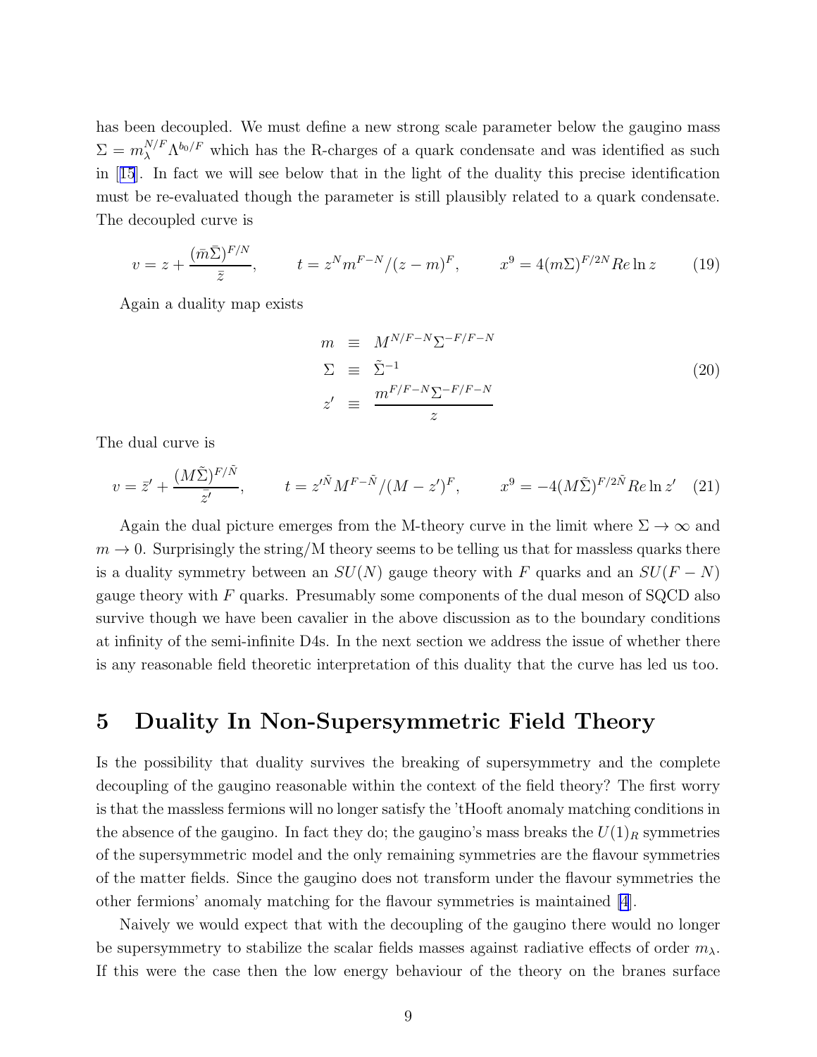has been decoupled. We must define a new strong scale parameter below the gaugino mass $\Sigma = m_\lambda^{N/F} \Lambda^{b_0/F}$ which has the R-charges of a quark condensate and was identified as such in [15]. In fact we will see below that in the light of the duality this precise identification must be re-evaluated though the parameter is still plausibly related to a quark condensate. The decoupled curve is

$$v = z + \frac{(\bar{m}\bar{\Sigma})^{F/N}}{\bar{z}}, \qquad t = z^N m^{F-N}/(z-m)^F, \qquad x^9 = 4(m\Sigma)^{F/2N} Re \ln z \tag{19}$$

Again a duality map exists

$$\begin{aligned}
m &\equiv M^{N/F-N} \Sigma^{-F/F-N} \\
\Sigma &\equiv \tilde{\Sigma}^{-1} \\
z' &\equiv \frac{m^{F/F-N} \Sigma^{-F/F-N}}{z}
\end{aligned} \tag{20}$$

The dual curve is

$$v = \bar{z}' + \frac{(M\tilde{\Sigma})^{F/\tilde{N}}}{\bar{z}'}, \qquad t = z'^{\tilde{N}} M^{F-\tilde{N}}/(M-z')^F, \qquad x^9 = -4(M\tilde{\Sigma})^{F/2\tilde{N}} Re \ln z' \tag{21}$$

Again the dual picture emerges from the M-theory curve in the limit where $\Sigma \to \infty$ and $m \to 0$. Surprisingly the string/M theory seems to be telling us that for massless quarks there is a duality symmetry between an $SU(N)$ gauge theory with $F$ quarks and an $SU(F-N)$ gauge theory with $F$ quarks. Presumably some components of the dual meson of SQCD also survive though we have been cavalier in the above discussion as to the boundary conditions at infinity of the semi-infinite D4s. In the next section we address the issue of whether there is any reasonable field theoretic interpretation of this duality that the curve has led us too.

# 5 Duality In Non-Supersymmetric Field Theory

Is the possibility that duality survives the breaking of supersymmetry and the complete decoupling of the gaugino reasonable within the context of the field theory? The first worry is that the massless fermions will no longer satisfy the 'tHooft anomaly matching conditions in the absence of the gaugino. In fact they do; the gaugino's mass breaks the $U(1)_R$ symmetries of the supersymmetric model and the only remaining symmetries are the flavour symmetries of the matter fields. Since the gaugino does not transform under the flavour symmetries the other fermions' anomaly matching for the flavour symmetries is maintained [4].

Naively we would expect that with the decoupling of the gaugino there would no longer be supersymmetry to stabilize the scalar fields masses against radiative effects of order $m_\lambda$. If this were the case then the low energy behaviour of the theory on the branes surface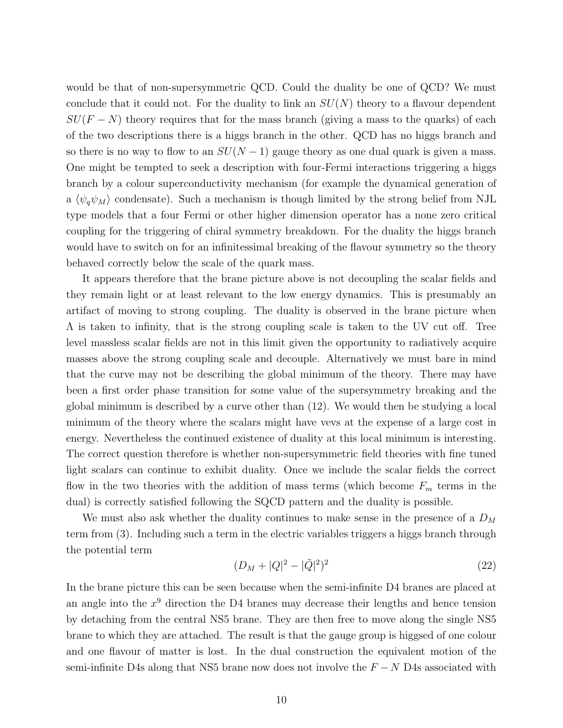would be that of non-supersymmetric QCD. Could the duality be one of QCD? We must conclude that it could not. For the duality to link an $SU(N)$ theory to a flavour dependent $SU(F-N)$ theory requires that for the mass branch (giving a mass to the quarks) of each of the two descriptions there is a higgs branch in the other. QCD has no higgs branch and so there is no way to flow to an $SU(N-1)$ gauge theory as one dual quark is given a mass. One might be tempted to seek a description with four-Fermi interactions triggering a higgs branch by a colour superconductivity mechanism (for example the dynamical generation of a $\langle \psi_q \psi_M \rangle$ condensate). Such a mechanism is though limited by the strong belief from NJL type models that a four Fermi or other higher dimension operator has a none zero critical coupling for the triggering of chiral symmetry breakdown. For the duality the higgs branch would have to switch on for an infinitessimal breaking of the flavour symmetry so the theory behaved correctly below the scale of the quark mass.

It appears therefore that the brane picture above is not decoupling the scalar fields and they remain light or at least relevant to the low energy dynamics. This is presumably an artifact of moving to strong coupling. The duality is observed in the brane picture when $\Lambda$ is taken to infinity, that is the strong coupling scale is taken to the UV cut off. Tree level massless scalar fields are not in this limit given the opportunity to radiatively acquire masses above the strong coupling scale and decouple. Alternatively we must bare in mind that the curve may not be describing the global minimum of the theory. There may have been a first order phase transition for some value of the supersymmetry breaking and the global minimum is described by a curve other than (12). We would then be studying a local minimum of the theory where the scalars might have vevs at the expense of a large cost in energy. Nevertheless the continued existence of duality at this local minimum is interesting. The correct question therefore is whether non-supersymmetric field theories with fine tuned light scalars can continue to exhibit duality. Once we include the scalar fields the correct flow in the two theories with the addition of mass terms (which become $F_m$ terms in the dual) is correctly satisfied following the SQCD pattern and the duality is possible.

We must also ask whether the duality continues to make sense in the presence of a $D_M$ term from (3). Including such a term in the electric variables triggers a higgs branch through the potential term

$$(D_M + |Q|^2 - |\tilde{Q}|^2)^2 \tag{22}$$

In the brane picture this can be seen because when the semi-infinite D4 branes are placed at an angle into the $x^9$ direction the D4 branes may decrease their lengths and hence tension by detaching from the central NS5 brane. They are then free to move along the single NS5 brane to which they are attached. The result is that the gauge group is higgsed of one colour and one flavour of matter is lost. In the dual construction the equivalent motion of the semi-infinite D4s along that NS5 brane now does not involve the $F-N$ D4s associated with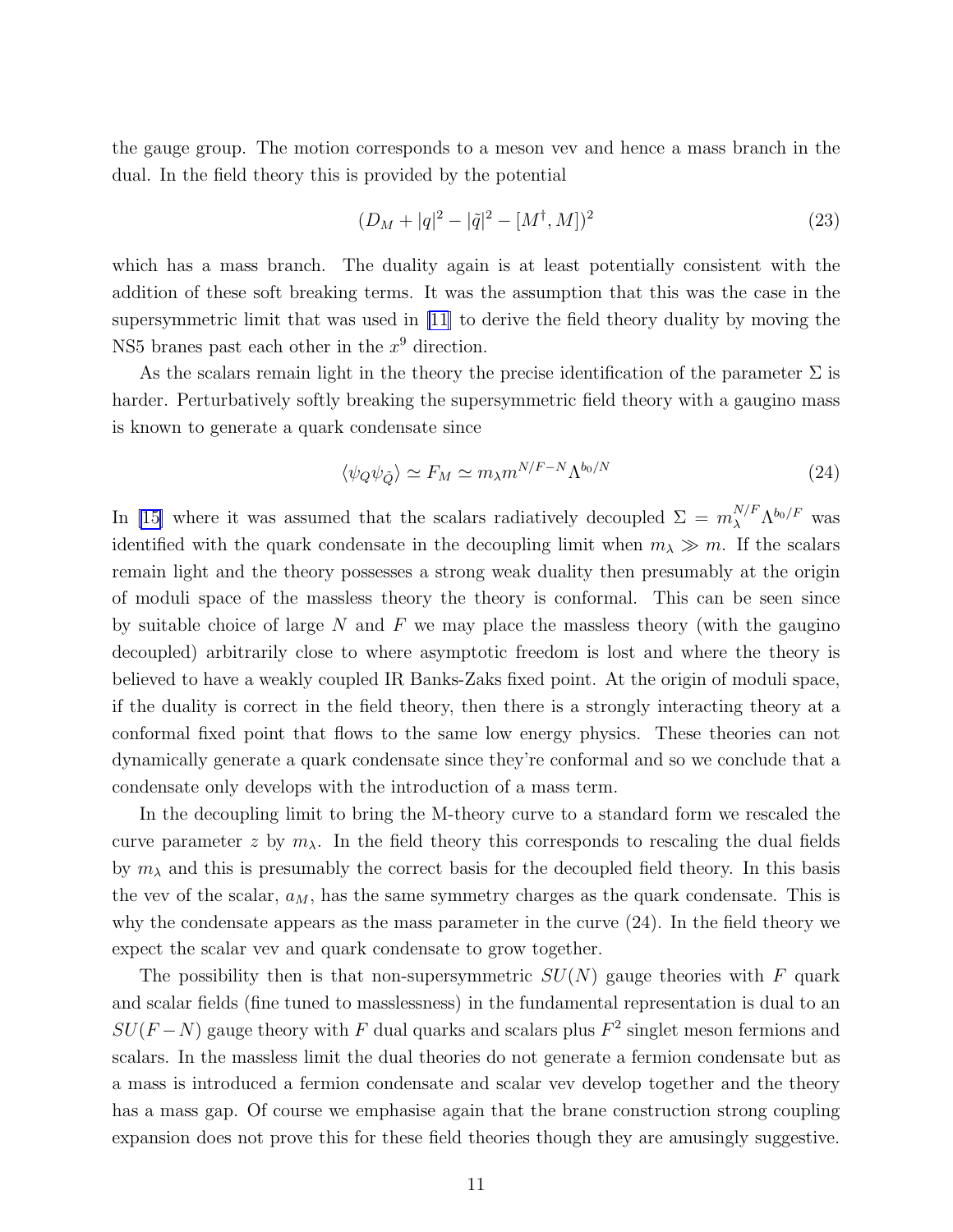the gauge group. The motion corresponds to a meson vev and hence a mass branch in the dual. In the field theory this is provided by the potential

$$(D_M + |q|^2 - |\tilde{q}|^2 - [M^\dagger, M])^2 \tag{23}$$

which has a mass branch. The duality again is at least potentially consistent with the addition of these soft breaking terms. It was the assumption that this was the case in the supersymmetric limit that was used in [11] to derive the field theory duality by moving the NS5 branes past each other in the $x^9$ direction.

As the scalars remain light in the theory the precise identification of the parameter $\Sigma$ is harder. Perturbatively softly breaking the supersymmetric field theory with a gaugino mass is known to generate a quark condensate since

$$\langle \psi_Q \psi_{\tilde{Q}} \rangle \simeq F_M \simeq m_\lambda m^{N/F - N} \Lambda^{b_0/N} \tag{24}$$

In [15] where it was assumed that the scalars radiatively decoupled $\Sigma = m_\lambda^{N/F} \Lambda^{b_0/F}$ was identified with the quark condensate in the decoupling limit when $m_\lambda \gg m$. If the scalars remain light and the theory possesses a strong weak duality then presumably at the origin of moduli space of the massless theory the theory is conformal. This can be seen since by suitable choice of large $N$ and $F$ we may place the massless theory (with the gaugino decoupled) arbitrarily close to where asymptotic freedom is lost and where the theory is believed to have a weakly coupled IR Banks-Zaks fixed point. At the origin of moduli space, if the duality is correct in the field theory, then there is a strongly interacting theory at a conformal fixed point that flows to the same low energy physics. These theories can not dynamically generate a quark condensate since they're conformal and so we conclude that a condensate only develops with the introduction of a mass term.

In the decoupling limit to bring the M-theory curve to a standard form we rescaled the curve parameter $z$ by $m_\lambda$. In the field theory this corresponds to rescaling the dual fields by $m_\lambda$ and this is presumably the correct basis for the decoupled field theory. In this basis the vev of the scalar, $a_M$, has the same symmetry charges as the quark condensate. This is why the condensate appears as the mass parameter in the curve (24). In the field theory we expect the scalar vev and quark condensate to grow together.

The possibility then is that non-supersymmetric $SU(N)$ gauge theories with $F$ quark and scalar fields (fine tuned to masslessness) in the fundamental representation is dual to an $SU(F-N)$ gauge theory with $F$ dual quarks and scalars plus $F^2$ singlet meson fermions and scalars. In the massless limit the dual theories do not generate a fermion condensate but as a mass is introduced a fermion condensate and scalar vev develop together and the theory has a mass gap. Of course we emphasise again that the brane construction strong coupling expansion does not prove this for these field theories though they are amusingly suggestive.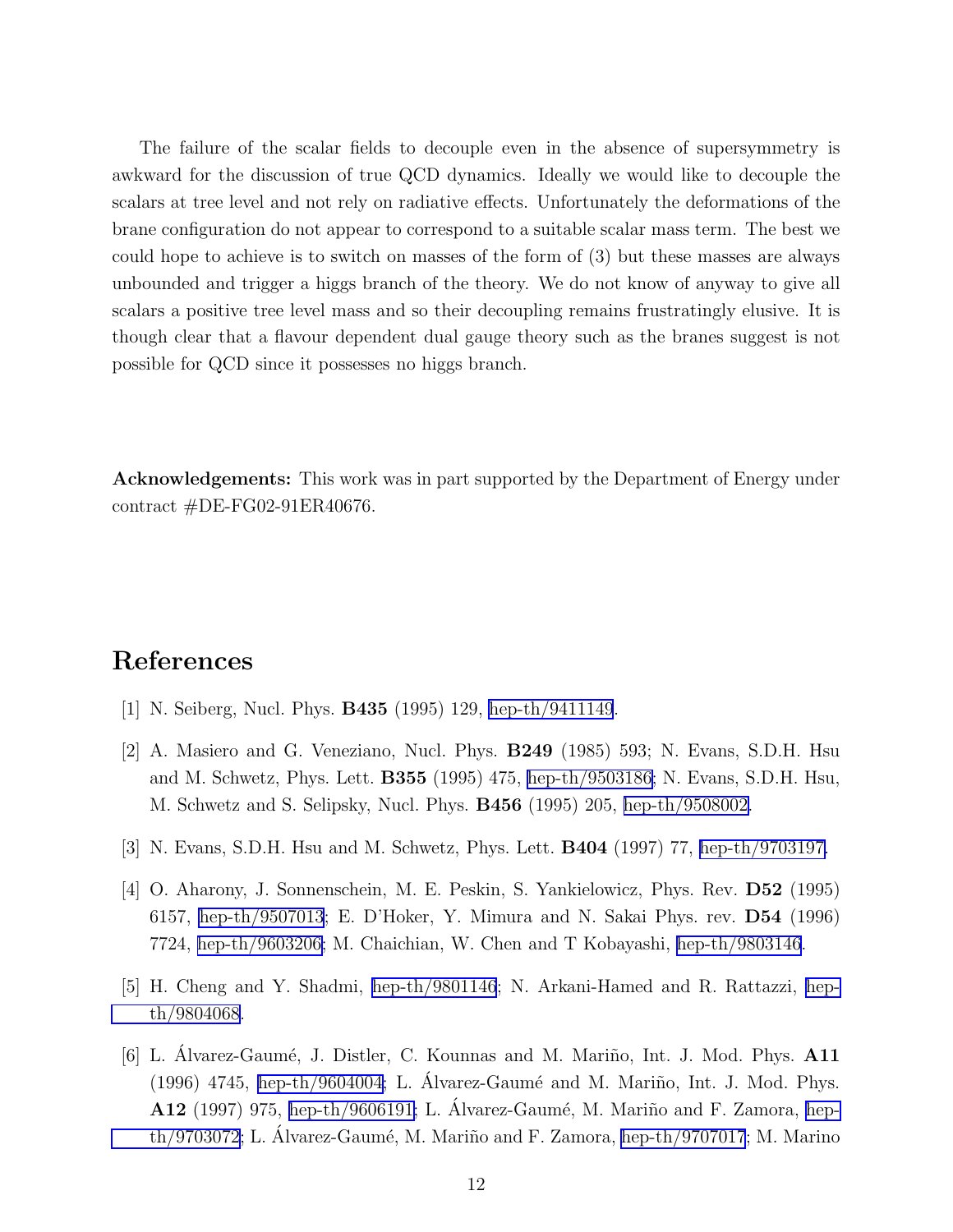The failure of the scalar fields to decouple even in the absence of supersymmetry is awkward for the discussion of true QCD dynamics. Ideally we would like to decouple the scalars at tree level and not rely on radiative effects. Unfortunately the deformations of the brane configuration do not appear to correspond to a suitable scalar mass term. The best we could hope to achieve is to switch on masses of the form of (3) but these masses are always unbounded and trigger a higgs branch of the theory. We do not know of anyway to give all scalars a positive tree level mass and so their decoupling remains frustratingly elusive. It is though clear that a flavour dependent dual gauge theory such as the branes suggest is not possible for QCD since it possesses no higgs branch.

**Acknowledgements:** This work was in part supported by the Department of Energy under contract #DE-FG02-91ER40676.

# References

[1] N. Seiberg, Nucl. Phys. **B435** (1995) 129, hep-th/9411149.

[2] A. Masiero and G. Veneziano, Nucl. Phys. **B249** (1985) 593; N. Evans, S.D.H. Hsu and M. Schwetz, Phys. Lett. **B355** (1995) 475, hep-th/9503186; N. Evans, S.D.H. Hsu, M. Schwetz and S. Selipsky, Nucl. Phys. **B456** (1995) 205, hep-th/9508002.

[3] N. Evans, S.D.H. Hsu and M. Schwetz, Phys. Lett. **B404** (1997) 77, hep-th/9703197.

[4] O. Aharony, J. Sonnenschein, M. E. Peskin, S. Yankielowicz, Phys. Rev. **D52** (1995) 6157, hep-th/9507013; E. D'Hoker, Y. Mimura and N. Sakai Phys. rev. **D54** (1996) 7724, hep-th/9603206; M. Chaichian, W. Chen and T Kobayashi, hep-th/9803146.

[5] H. Cheng and Y. Shadmi, hep-th/9801146; N. Arkani-Hamed and R. Rattazzi, hep-th/9804068.

[6] L. Álvarez-Gaumé, J. Distler, C. Kounnas and M. Mariño, Int. J. Mod. Phys. **A11** (1996) 4745, hep-th/9604004; L. Álvarez-Gaumé and M. Mariño, Int. J. Mod. Phys. **A12** (1997) 975, hep-th/9606191; L. Álvarez-Gaumé, M. Mariño and F. Zamora, hep-th/9703072; L. Álvarez-Gaumé, M. Mariño and F. Zamora, hep-th/9707017; M. Marino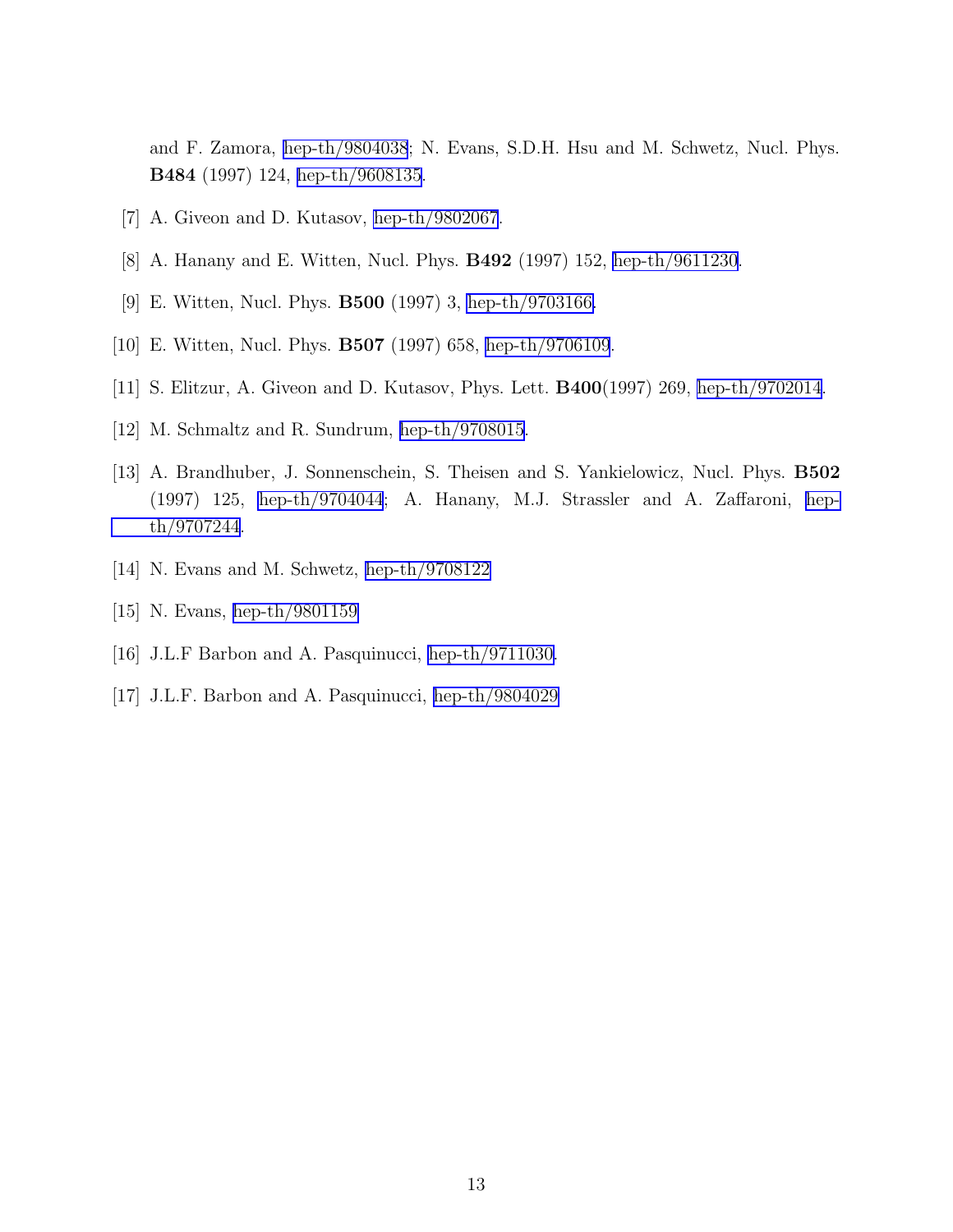and F. Zamora, hep-th/9804038; N. Evans, S.D.H. Hsu and M. Schwetz, Nucl. Phys. **B484** (1997) 124, hep-th/9608135.

[7] A. Giveon and D. Kutasov, hep-th/9802067.

[8] A. Hanany and E. Witten, Nucl. Phys. **B492** (1997) 152, hep-th/9611230.

[9] E. Witten, Nucl. Phys. **B500** (1997) 3, hep-th/9703166.

[10] E. Witten, Nucl. Phys. **B507** (1997) 658, hep-th/9706109.

[11] S. Elitzur, A. Giveon and D. Kutasov, Phys. Lett. **B400**(1997) 269, hep-th/9702014.

[12] M. Schmaltz and R. Sundrum, hep-th/9708015.

[13] A. Brandhuber, J. Sonnenschein, S. Theisen and S. Yankielowicz, Nucl. Phys. **B502** (1997) 125, hep-th/9704044; A. Hanany, M.J. Strassler and A. Zaffaroni, hep-th/9707244.

[14] N. Evans and M. Schwetz, hep-th/9708122

[15] N. Evans, hep-th/9801159

[16] J.L.F Barbon and A. Pasquinucci, hep-th/9711030.

[17] J.L.F. Barbon and A. Pasquinucci, hep-th/9804029